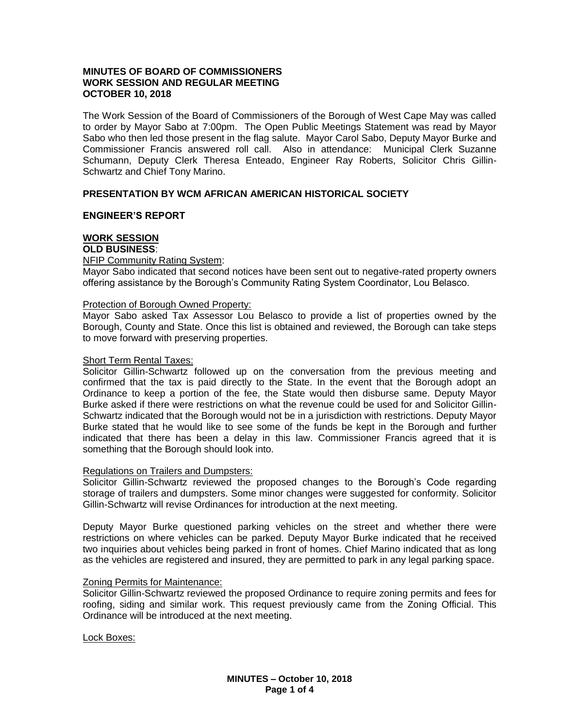**MINUTES OF BOARD OF COMMISSIONERS**
**WORK SESSION AND REGULAR MEETING**
**OCTOBER 10, 2018**

The Work Session of the Board of Commissioners of the Borough of West Cape May was called to order by Mayor Sabo at 7:00pm. The Open Public Meetings Statement was read by Mayor Sabo who then led those present in the flag salute. Mayor Carol Sabo, Deputy Mayor Burke and Commissioner Francis answered roll call. Also in attendance: Municipal Clerk Suzanne Schumann, Deputy Clerk Theresa Enteado, Engineer Ray Roberts, Solicitor Chris Gillin-Schwartz and Chief Tony Marino.

**PRESENTATION BY WCM AFRICAN AMERICAN HISTORICAL SOCIETY**

**ENGINEER'S REPORT**

**WORK SESSION**

**OLD BUSINESS**:

NFIP Community Rating System:

Mayor Sabo indicated that second notices have been sent out to negative-rated property owners offering assistance by the Borough's Community Rating System Coordinator, Lou Belasco.

Protection of Borough Owned Property:

Mayor Sabo asked Tax Assessor Lou Belasco to provide a list of properties owned by the Borough, County and State. Once this list is obtained and reviewed, the Borough can take steps to move forward with preserving properties.

Short Term Rental Taxes:

Solicitor Gillin-Schwartz followed up on the conversation from the previous meeting and confirmed that the tax is paid directly to the State. In the event that the Borough adopt an Ordinance to keep a portion of the fee, the State would then disburse same. Deputy Mayor Burke asked if there were restrictions on what the revenue could be used for and Solicitor Gillin-Schwartz indicated that the Borough would not be in a jurisdiction with restrictions. Deputy Mayor Burke stated that he would like to see some of the funds be kept in the Borough and further indicated that there has been a delay in this law. Commissioner Francis agreed that it is something that the Borough should look into.

Regulations on Trailers and Dumpsters:

Solicitor Gillin-Schwartz reviewed the proposed changes to the Borough's Code regarding storage of trailers and dumpsters. Some minor changes were suggested for conformity. Solicitor Gillin-Schwartz will revise Ordinances for introduction at the next meeting.

Deputy Mayor Burke questioned parking vehicles on the street and whether there were restrictions on where vehicles can be parked. Deputy Mayor Burke indicated that he received two inquiries about vehicles being parked in front of homes. Chief Marino indicated that as long as the vehicles are registered and insured, they are permitted to park in any legal parking space.

Zoning Permits for Maintenance:

Solicitor Gillin-Schwartz reviewed the proposed Ordinance to require zoning permits and fees for roofing, siding and similar work. This request previously came from the Zoning Official. This Ordinance will be introduced at the next meeting.

Lock Boxes: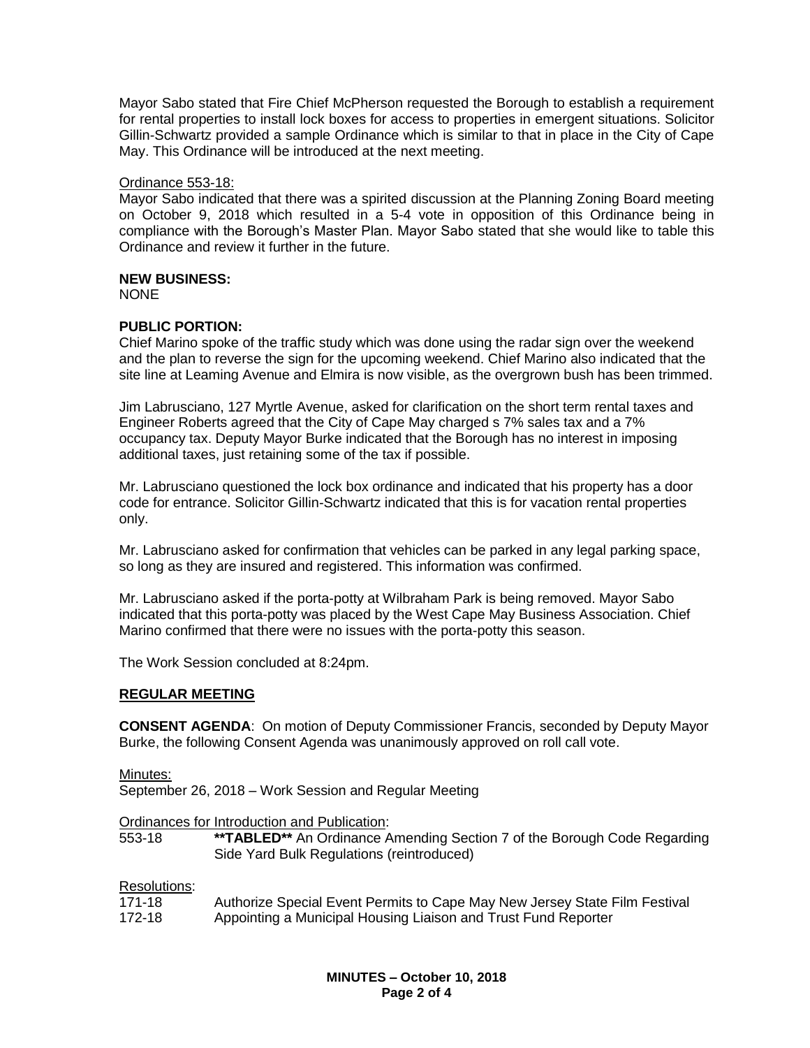Mayor Sabo stated that Fire Chief McPherson requested the Borough to establish a requirement for rental properties to install lock boxes for access to properties in emergent situations. Solicitor Gillin-Schwartz provided a sample Ordinance which is similar to that in place in the City of Cape May. This Ordinance will be introduced at the next meeting.

Ordinance 553-18:

Mayor Sabo indicated that there was a spirited discussion at the Planning Zoning Board meeting on October 9, 2018 which resulted in a 5-4 vote in opposition of this Ordinance being in compliance with the Borough's Master Plan. Mayor Sabo stated that she would like to table this Ordinance and review it further in the future.

**NEW BUSINESS:**

NONE

**PUBLIC PORTION:**

Chief Marino spoke of the traffic study which was done using the radar sign over the weekend and the plan to reverse the sign for the upcoming weekend. Chief Marino also indicated that the site line at Leaming Avenue and Elmira is now visible, as the overgrown bush has been trimmed.

Jim Labrusciano, 127 Myrtle Avenue, asked for clarification on the short term rental taxes and Engineer Roberts agreed that the City of Cape May charged s 7% sales tax and a 7% occupancy tax. Deputy Mayor Burke indicated that the Borough has no interest in imposing additional taxes, just retaining some of the tax if possible.

Mr. Labrusciano questioned the lock box ordinance and indicated that his property has a door code for entrance. Solicitor Gillin-Schwartz indicated that this is for vacation rental properties only.

Mr. Labrusciano asked for confirmation that vehicles can be parked in any legal parking space, so long as they are insured and registered. This information was confirmed.

Mr. Labrusciano asked if the porta-potty at Wilbraham Park is being removed. Mayor Sabo indicated that this porta-potty was placed by the West Cape May Business Association. Chief Marino confirmed that there were no issues with the porta-potty this season.

The Work Session concluded at 8:24pm.

## REGULAR MEETING

**CONSENT AGENDA**: On motion of Deputy Commissioner Francis, seconded by Deputy Mayor Burke, the following Consent Agenda was unanimously approved on roll call vote.

Minutes:

September 26, 2018 – Work Session and Regular Meeting

Ordinances for Introduction and Publication:

553-18 **\*\*TABLED\*\*** An Ordinance Amending Section 7 of the Borough Code Regarding Side Yard Bulk Regulations (reintroduced)

Resolutions:

171-18 Authorize Special Event Permits to Cape May New Jersey State Film Festival

172-18 Appointing a Municipal Housing Liaison and Trust Fund Reporter

**MINUTES – October 10, 2018**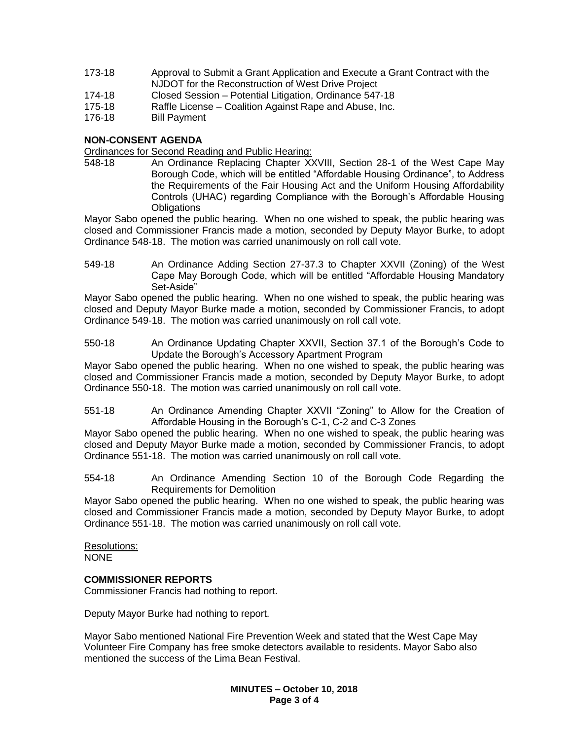173-18 Approval to Submit a Grant Application and Execute a Grant Contract with the NJDOT for the Reconstruction of West Drive Project

174-18 Closed Session – Potential Litigation, Ordinance 547-18

175-18 Raffle License – Coalition Against Rape and Abuse, Inc.

176-18 Bill Payment

**NON-CONSENT AGENDA**

Ordinances for Second Reading and Public Hearing:

548-18 An Ordinance Replacing Chapter XXVIII, Section 28-1 of the West Cape May Borough Code, which will be entitled "Affordable Housing Ordinance", to Address the Requirements of the Fair Housing Act and the Uniform Housing Affordability Controls (UHAC) regarding Compliance with the Borough's Affordable Housing Obligations

Mayor Sabo opened the public hearing. When no one wished to speak, the public hearing was closed and Commissioner Francis made a motion, seconded by Deputy Mayor Burke, to adopt Ordinance 548-18. The motion was carried unanimously on roll call vote.

549-18 An Ordinance Adding Section 27-37.3 to Chapter XXVII (Zoning) of the West Cape May Borough Code, which will be entitled "Affordable Housing Mandatory Set-Aside"

Mayor Sabo opened the public hearing. When no one wished to speak, the public hearing was closed and Deputy Mayor Burke made a motion, seconded by Commissioner Francis, to adopt Ordinance 549-18. The motion was carried unanimously on roll call vote.

550-18 An Ordinance Updating Chapter XXVII, Section 37.1 of the Borough's Code to Update the Borough's Accessory Apartment Program

Mayor Sabo opened the public hearing. When no one wished to speak, the public hearing was closed and Commissioner Francis made a motion, seconded by Deputy Mayor Burke, to adopt Ordinance 550-18. The motion was carried unanimously on roll call vote.

551-18 An Ordinance Amending Chapter XXVII "Zoning" to Allow for the Creation of Affordable Housing in the Borough's C-1, C-2 and C-3 Zones

Mayor Sabo opened the public hearing. When no one wished to speak, the public hearing was closed and Deputy Mayor Burke made a motion, seconded by Commissioner Francis, to adopt Ordinance 551-18. The motion was carried unanimously on roll call vote.

554-18 An Ordinance Amending Section 10 of the Borough Code Regarding the Requirements for Demolition

Mayor Sabo opened the public hearing. When no one wished to speak, the public hearing was closed and Commissioner Francis made a motion, seconded by Deputy Mayor Burke, to adopt Ordinance 551-18. The motion was carried unanimously on roll call vote.

Resolutions:

NONE

**COMMISSIONER REPORTS**

Commissioner Francis had nothing to report.

Deputy Mayor Burke had nothing to report.

Mayor Sabo mentioned National Fire Prevention Week and stated that the West Cape May Volunteer Fire Company has free smoke detectors available to residents. Mayor Sabo also mentioned the success of the Lima Bean Festival.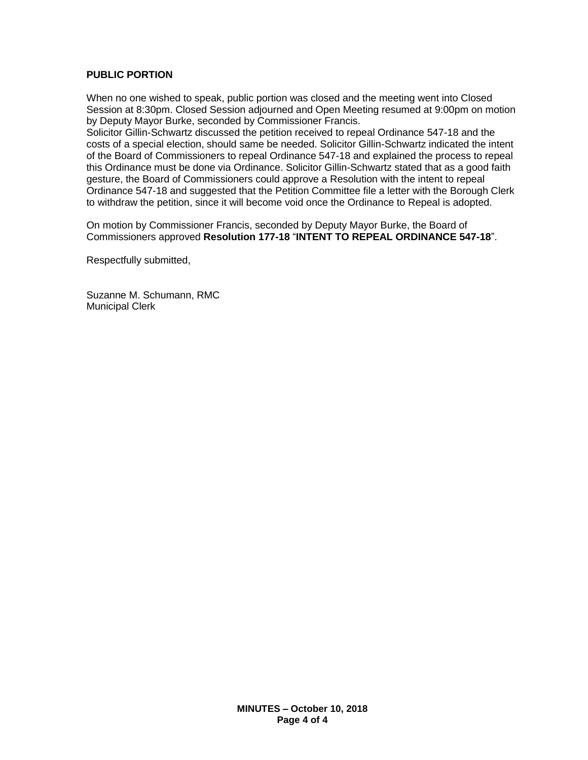**PUBLIC PORTION**

When no one wished to speak, public portion was closed and the meeting went into Closed Session at 8:30pm. Closed Session adjourned and Open Meeting resumed at 9:00pm on motion by Deputy Mayor Burke, seconded by Commissioner Francis.
Solicitor Gillin-Schwartz discussed the petition received to repeal Ordinance 547-18 and the costs of a special election, should same be needed. Solicitor Gillin-Schwartz indicated the intent of the Board of Commissioners to repeal Ordinance 547-18 and explained the process to repeal this Ordinance must be done via Ordinance. Solicitor Gillin-Schwartz stated that as a good faith gesture, the Board of Commissioners could approve a Resolution with the intent to repeal Ordinance 547-18 and suggested that the Petition Committee file a letter with the Borough Clerk to withdraw the petition, since it will become void once the Ordinance to Repeal is adopted.

On motion by Commissioner Francis, seconded by Deputy Mayor Burke, the Board of Commissioners approved **Resolution 177-18** "**INTENT TO REPEAL ORDINANCE 547-18**".

Respectfully submitted,

Suzanne M. Schumann, RMC
Municipal Clerk